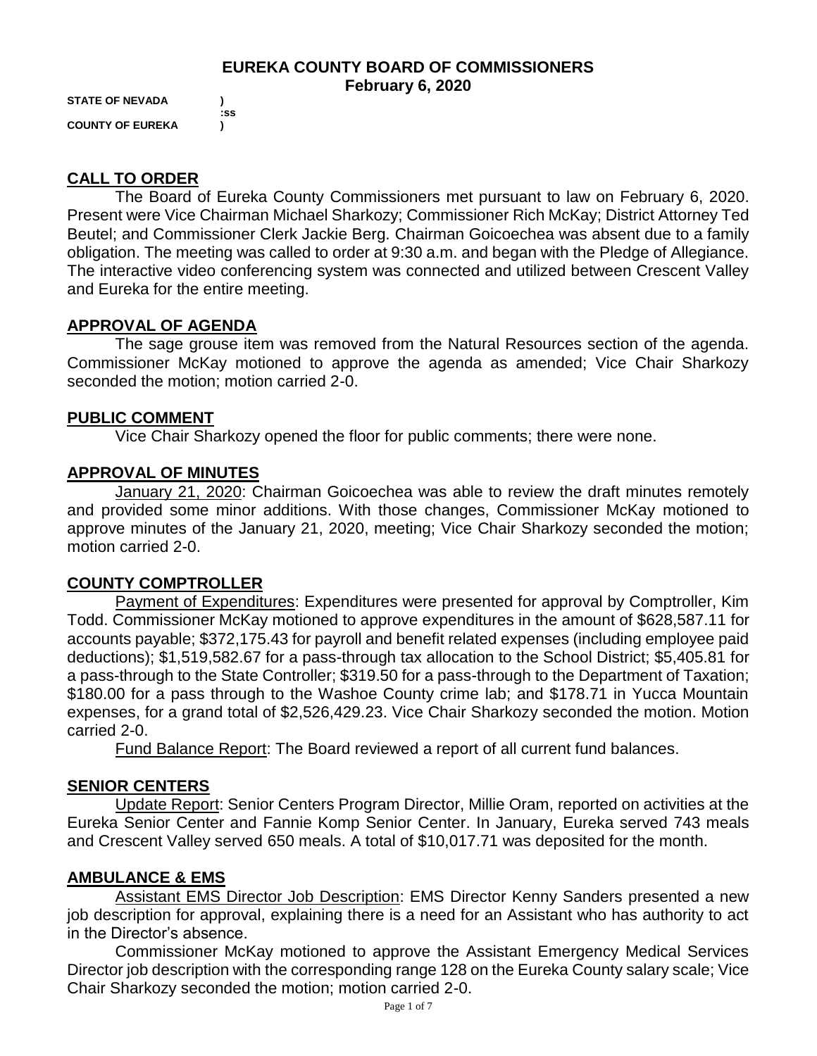**EUREKA COUNTY BOARD OF COMMISSIONERS**
**February 6, 2020**

**STATE OF NEVADA )**
**:ss**
**COUNTY OF EUREKA )**

## CALL TO ORDER

The Board of Eureka County Commissioners met pursuant to law on February 6, 2020. Present were Vice Chairman Michael Sharkozy; Commissioner Rich McKay; District Attorney Ted Beutel; and Commissioner Clerk Jackie Berg. Chairman Goicoechea was absent due to a family obligation. The meeting was called to order at 9:30 a.m. and began with the Pledge of Allegiance. The interactive video conferencing system was connected and utilized between Crescent Valley and Eureka for the entire meeting.

## APPROVAL OF AGENDA

The sage grouse item was removed from the Natural Resources section of the agenda. Commissioner McKay motioned to approve the agenda as amended; Vice Chair Sharkozy seconded the motion; motion carried 2-0.

## PUBLIC COMMENT

Vice Chair Sharkozy opened the floor for public comments; there were none.

## APPROVAL OF MINUTES

January 21, 2020: Chairman Goicoechea was able to review the draft minutes remotely and provided some minor additions. With those changes, Commissioner McKay motioned to approve minutes of the January 21, 2020, meeting; Vice Chair Sharkozy seconded the motion; motion carried 2-0.

## COUNTY COMPTROLLER

Payment of Expenditures: Expenditures were presented for approval by Comptroller, Kim Todd. Commissioner McKay motioned to approve expenditures in the amount of $628,587.11 for accounts payable; $372,175.43 for payroll and benefit related expenses (including employee paid deductions); $1,519,582.67 for a pass-through tax allocation to the School District; $5,405.81 for a pass-through to the State Controller; $319.50 for a pass-through to the Department of Taxation; $180.00 for a pass through to the Washoe County crime lab; and $178.71 in Yucca Mountain expenses, for a grand total of $2,526,429.23. Vice Chair Sharkozy seconded the motion. Motion carried 2-0.

Fund Balance Report: The Board reviewed a report of all current fund balances.

## SENIOR CENTERS

Update Report: Senior Centers Program Director, Millie Oram, reported on activities at the Eureka Senior Center and Fannie Komp Senior Center. In January, Eureka served 743 meals and Crescent Valley served 650 meals. A total of $10,017.71 was deposited for the month.

## AMBULANCE & EMS

Assistant EMS Director Job Description: EMS Director Kenny Sanders presented a new job description for approval, explaining there is a need for an Assistant who has authority to act in the Director's absence.

Commissioner McKay motioned to approve the Assistant Emergency Medical Services Director job description with the corresponding range 128 on the Eureka County salary scale; Vice Chair Sharkozy seconded the motion; motion carried 2-0.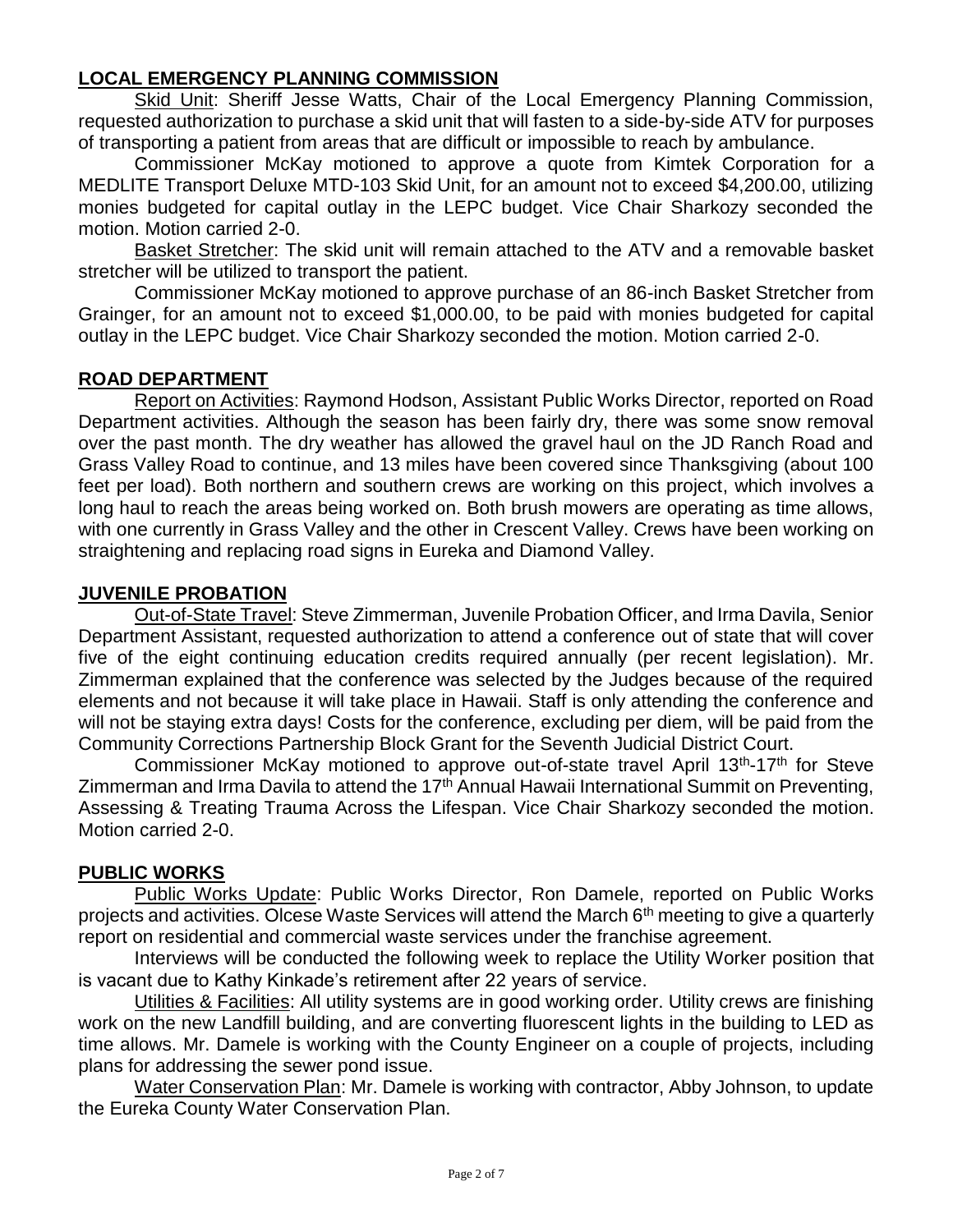## LOCAL EMERGENCY PLANNING COMMISSION

Skid Unit: Sheriff Jesse Watts, Chair of the Local Emergency Planning Commission, requested authorization to purchase a skid unit that will fasten to a side-by-side ATV for purposes of transporting a patient from areas that are difficult or impossible to reach by ambulance.

Commissioner McKay motioned to approve a quote from Kimtek Corporation for a MEDLITE Transport Deluxe MTD-103 Skid Unit, for an amount not to exceed $4,200.00, utilizing monies budgeted for capital outlay in the LEPC budget. Vice Chair Sharkozy seconded the motion. Motion carried 2-0.

Basket Stretcher: The skid unit will remain attached to the ATV and a removable basket stretcher will be utilized to transport the patient.

Commissioner McKay motioned to approve purchase of an 86-inch Basket Stretcher from Grainger, for an amount not to exceed $1,000.00, to be paid with monies budgeted for capital outlay in the LEPC budget. Vice Chair Sharkozy seconded the motion. Motion carried 2-0.

## ROAD DEPARTMENT

Report on Activities: Raymond Hodson, Assistant Public Works Director, reported on Road Department activities. Although the season has been fairly dry, there was some snow removal over the past month. The dry weather has allowed the gravel haul on the JD Ranch Road and Grass Valley Road to continue, and 13 miles have been covered since Thanksgiving (about 100 feet per load). Both northern and southern crews are working on this project, which involves a long haul to reach the areas being worked on. Both brush mowers are operating as time allows, with one currently in Grass Valley and the other in Crescent Valley. Crews have been working on straightening and replacing road signs in Eureka and Diamond Valley.

## JUVENILE PROBATION

Out-of-State Travel: Steve Zimmerman, Juvenile Probation Officer, and Irma Davila, Senior Department Assistant, requested authorization to attend a conference out of state that will cover five of the eight continuing education credits required annually (per recent legislation). Mr. Zimmerman explained that the conference was selected by the Judges because of the required elements and not because it will take place in Hawaii. Staff is only attending the conference and will not be staying extra days! Costs for the conference, excluding per diem, will be paid from the Community Corrections Partnership Block Grant for the Seventh Judicial District Court.

Commissioner McKay motioned to approve out-of-state travel April 13th-17th for Steve Zimmerman and Irma Davila to attend the 17th Annual Hawaii International Summit on Preventing, Assessing & Treating Trauma Across the Lifespan. Vice Chair Sharkozy seconded the motion. Motion carried 2-0.

## PUBLIC WORKS

Public Works Update: Public Works Director, Ron Damele, reported on Public Works projects and activities. Olcese Waste Services will attend the March 6th meeting to give a quarterly report on residential and commercial waste services under the franchise agreement.

Interviews will be conducted the following week to replace the Utility Worker position that is vacant due to Kathy Kinkade's retirement after 22 years of service.

Utilities & Facilities: All utility systems are in good working order. Utility crews are finishing work on the new Landfill building, and are converting fluorescent lights in the building to LED as time allows. Mr. Damele is working with the County Engineer on a couple of projects, including plans for addressing the sewer pond issue.

Water Conservation Plan: Mr. Damele is working with contractor, Abby Johnson, to update the Eureka County Water Conservation Plan.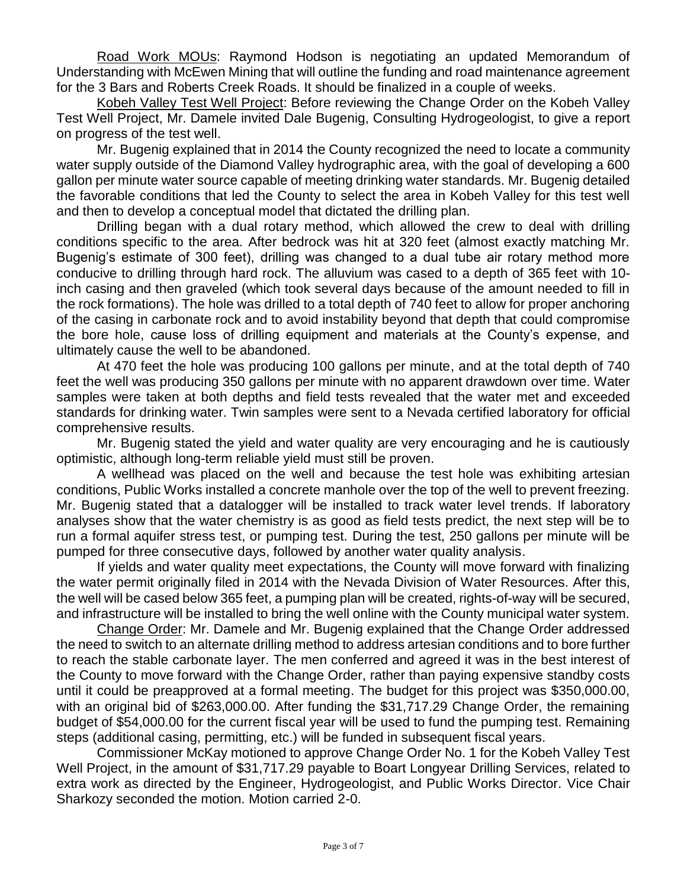Road Work MOUs: Raymond Hodson is negotiating an updated Memorandum of Understanding with McEwen Mining that will outline the funding and road maintenance agreement for the 3 Bars and Roberts Creek Roads. It should be finalized in a couple of weeks.

Kobeh Valley Test Well Project: Before reviewing the Change Order on the Kobeh Valley Test Well Project, Mr. Damele invited Dale Bugenig, Consulting Hydrogeologist, to give a report on progress of the test well.

Mr. Bugenig explained that in 2014 the County recognized the need to locate a community water supply outside of the Diamond Valley hydrographic area, with the goal of developing a 600 gallon per minute water source capable of meeting drinking water standards. Mr. Bugenig detailed the favorable conditions that led the County to select the area in Kobeh Valley for this test well and then to develop a conceptual model that dictated the drilling plan.

Drilling began with a dual rotary method, which allowed the crew to deal with drilling conditions specific to the area. After bedrock was hit at 320 feet (almost exactly matching Mr. Bugenig's estimate of 300 feet), drilling was changed to a dual tube air rotary method more conducive to drilling through hard rock. The alluvium was cased to a depth of 365 feet with 10-inch casing and then graveled (which took several days because of the amount needed to fill in the rock formations). The hole was drilled to a total depth of 740 feet to allow for proper anchoring of the casing in carbonate rock and to avoid instability beyond that depth that could compromise the bore hole, cause loss of drilling equipment and materials at the County's expense, and ultimately cause the well to be abandoned.

At 470 feet the hole was producing 100 gallons per minute, and at the total depth of 740 feet the well was producing 350 gallons per minute with no apparent drawdown over time. Water samples were taken at both depths and field tests revealed that the water met and exceeded standards for drinking water. Twin samples were sent to a Nevada certified laboratory for official comprehensive results.

Mr. Bugenig stated the yield and water quality are very encouraging and he is cautiously optimistic, although long-term reliable yield must still be proven.

A wellhead was placed on the well and because the test hole was exhibiting artesian conditions, Public Works installed a concrete manhole over the top of the well to prevent freezing. Mr. Bugenig stated that a datalogger will be installed to track water level trends. If laboratory analyses show that the water chemistry is as good as field tests predict, the next step will be to run a formal aquifer stress test, or pumping test. During the test, 250 gallons per minute will be pumped for three consecutive days, followed by another water quality analysis.

If yields and water quality meet expectations, the County will move forward with finalizing the water permit originally filed in 2014 with the Nevada Division of Water Resources. After this, the well will be cased below 365 feet, a pumping plan will be created, rights-of-way will be secured, and infrastructure will be installed to bring the well online with the County municipal water system.

Change Order: Mr. Damele and Mr. Bugenig explained that the Change Order addressed the need to switch to an alternate drilling method to address artesian conditions and to bore further to reach the stable carbonate layer. The men conferred and agreed it was in the best interest of the County to move forward with the Change Order, rather than paying expensive standby costs until it could be preapproved at a formal meeting. The budget for this project was $350,000.00, with an original bid of $263,000.00. After funding the $31,717.29 Change Order, the remaining budget of $54,000.00 for the current fiscal year will be used to fund the pumping test. Remaining steps (additional casing, permitting, etc.) will be funded in subsequent fiscal years.

Commissioner McKay motioned to approve Change Order No. 1 for the Kobeh Valley Test Well Project, in the amount of $31,717.29 payable to Boart Longyear Drilling Services, related to extra work as directed by the Engineer, Hydrogeologist, and Public Works Director. Vice Chair Sharkozy seconded the motion. Motion carried 2-0.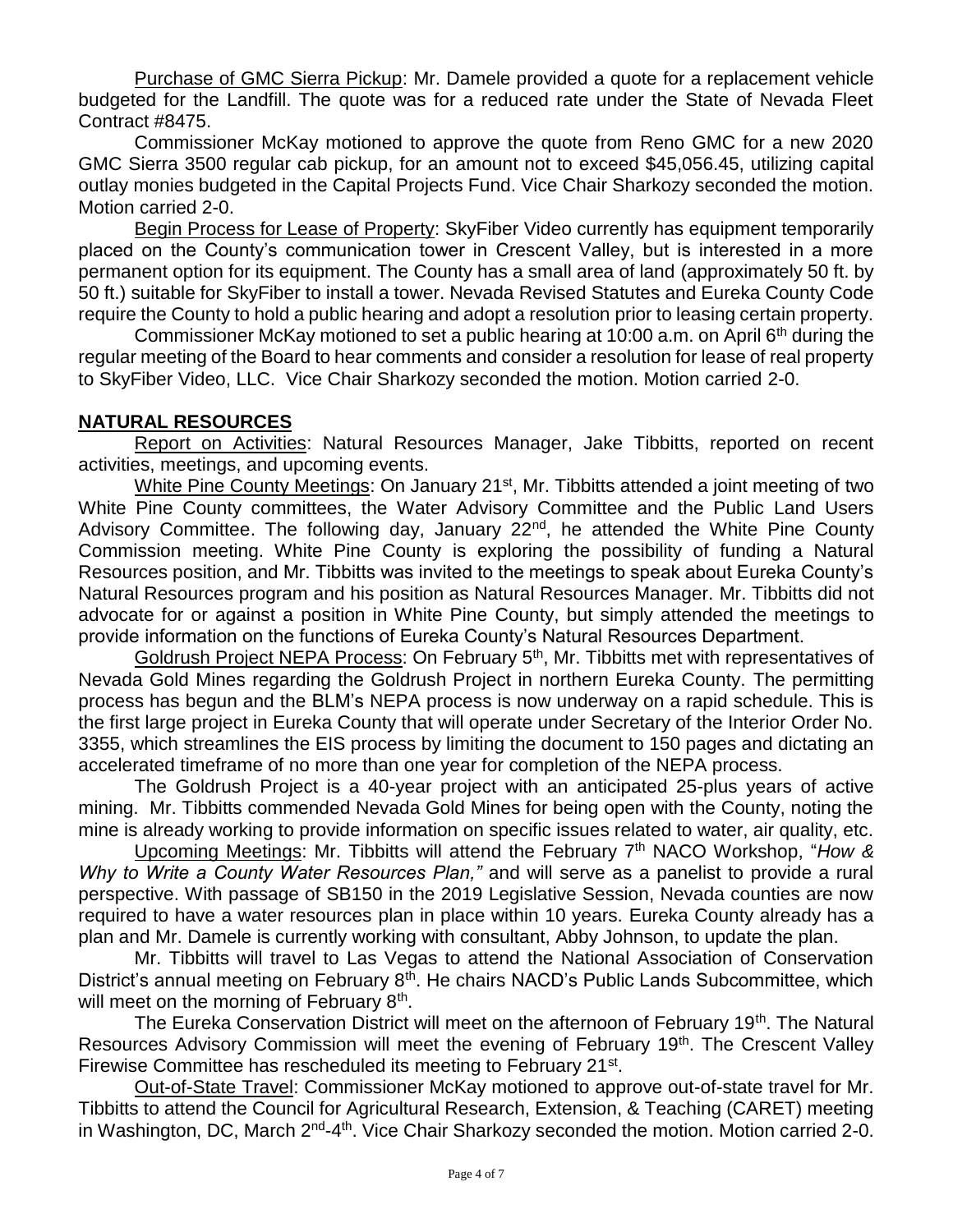Purchase of GMC Sierra Pickup: Mr. Damele provided a quote for a replacement vehicle budgeted for the Landfill. The quote was for a reduced rate under the State of Nevada Fleet Contract #8475.

Commissioner McKay motioned to approve the quote from Reno GMC for a new 2020 GMC Sierra 3500 regular cab pickup, for an amount not to exceed $45,056.45, utilizing capital outlay monies budgeted in the Capital Projects Fund. Vice Chair Sharkozy seconded the motion. Motion carried 2-0.

Begin Process for Lease of Property: SkyFiber Video currently has equipment temporarily placed on the County's communication tower in Crescent Valley, but is interested in a more permanent option for its equipment. The County has a small area of land (approximately 50 ft. by 50 ft.) suitable for SkyFiber to install a tower. Nevada Revised Statutes and Eureka County Code require the County to hold a public hearing and adopt a resolution prior to leasing certain property.

Commissioner McKay motioned to set a public hearing at 10:00 a.m. on April 6th during the regular meeting of the Board to hear comments and consider a resolution for lease of real property to SkyFiber Video, LLC. Vice Chair Sharkozy seconded the motion. Motion carried 2-0.

## NATURAL RESOURCES

Report on Activities: Natural Resources Manager, Jake Tibbitts, reported on recent activities, meetings, and upcoming events.

White Pine County Meetings: On January 21st, Mr. Tibbitts attended a joint meeting of two White Pine County committees, the Water Advisory Committee and the Public Land Users Advisory Committee. The following day, January 22nd, he attended the White Pine County Commission meeting. White Pine County is exploring the possibility of funding a Natural Resources position, and Mr. Tibbitts was invited to the meetings to speak about Eureka County's Natural Resources program and his position as Natural Resources Manager. Mr. Tibbitts did not advocate for or against a position in White Pine County, but simply attended the meetings to provide information on the functions of Eureka County's Natural Resources Department.

Goldrush Project NEPA Process: On February 5th, Mr. Tibbitts met with representatives of Nevada Gold Mines regarding the Goldrush Project in northern Eureka County. The permitting process has begun and the BLM's NEPA process is now underway on a rapid schedule. This is the first large project in Eureka County that will operate under Secretary of the Interior Order No. 3355, which streamlines the EIS process by limiting the document to 150 pages and dictating an accelerated timeframe of no more than one year for completion of the NEPA process.

The Goldrush Project is a 40-year project with an anticipated 25-plus years of active mining. Mr. Tibbitts commended Nevada Gold Mines for being open with the County, noting the mine is already working to provide information on specific issues related to water, air quality, etc.

Upcoming Meetings: Mr. Tibbitts will attend the February 7th NACO Workshop, "*How & Why to Write a County Water Resources Plan,"* and will serve as a panelist to provide a rural perspective. With passage of SB150 in the 2019 Legislative Session, Nevada counties are now required to have a water resources plan in place within 10 years. Eureka County already has a plan and Mr. Damele is currently working with consultant, Abby Johnson, to update the plan.

Mr. Tibbitts will travel to Las Vegas to attend the National Association of Conservation District's annual meeting on February 8th. He chairs NACD's Public Lands Subcommittee, which will meet on the morning of February 8th.

The Eureka Conservation District will meet on the afternoon of February 19th. The Natural Resources Advisory Commission will meet the evening of February 19th. The Crescent Valley Firewise Committee has rescheduled its meeting to February 21st.

Out-of-State Travel: Commissioner McKay motioned to approve out-of-state travel for Mr. Tibbitts to attend the Council for Agricultural Research, Extension, & Teaching (CARET) meeting in Washington, DC, March 2nd-4th. Vice Chair Sharkozy seconded the motion. Motion carried 2-0.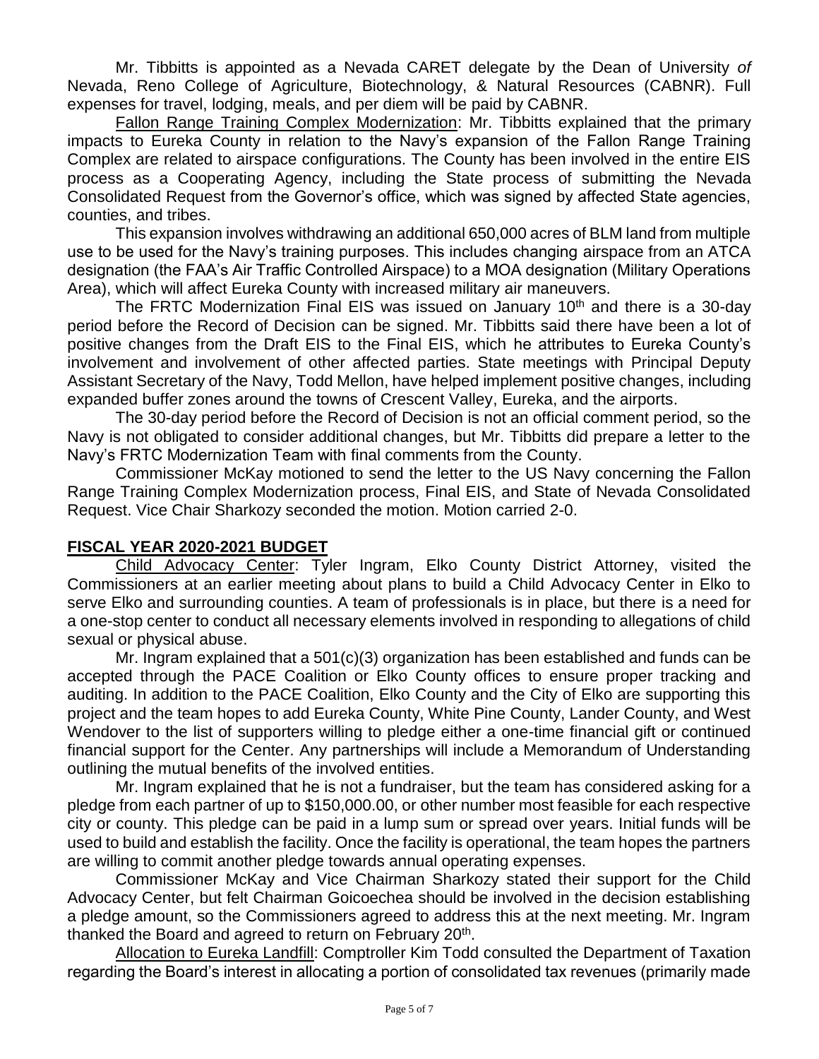Mr. Tibbitts is appointed as a Nevada CARET delegate by the Dean of University *of* Nevada, Reno College of Agriculture, Biotechnology, & Natural Resources (CABNR). Full expenses for travel, lodging, meals, and per diem will be paid by CABNR.

Fallon Range Training Complex Modernization: Mr. Tibbitts explained that the primary impacts to Eureka County in relation to the Navy's expansion of the Fallon Range Training Complex are related to airspace configurations. The County has been involved in the entire EIS process as a Cooperating Agency, including the State process of submitting the Nevada Consolidated Request from the Governor's office, which was signed by affected State agencies, counties, and tribes.

This expansion involves withdrawing an additional 650,000 acres of BLM land from multiple use to be used for the Navy's training purposes. This includes changing airspace from an ATCA designation (the FAA's Air Traffic Controlled Airspace) to a MOA designation (Military Operations Area), which will affect Eureka County with increased military air maneuvers.

The FRTC Modernization Final EIS was issued on January 10th and there is a 30-day period before the Record of Decision can be signed. Mr. Tibbitts said there have been a lot of positive changes from the Draft EIS to the Final EIS, which he attributes to Eureka County's involvement and involvement of other affected parties. State meetings with Principal Deputy Assistant Secretary of the Navy, Todd Mellon, have helped implement positive changes, including expanded buffer zones around the towns of Crescent Valley, Eureka, and the airports.

The 30-day period before the Record of Decision is not an official comment period, so the Navy is not obligated to consider additional changes, but Mr. Tibbitts did prepare a letter to the Navy's FRTC Modernization Team with final comments from the County.

Commissioner McKay motioned to send the letter to the US Navy concerning the Fallon Range Training Complex Modernization process, Final EIS, and State of Nevada Consolidated Request. Vice Chair Sharkozy seconded the motion. Motion carried 2-0.

## FISCAL YEAR 2020-2021 BUDGET

Child Advocacy Center: Tyler Ingram, Elko County District Attorney, visited the Commissioners at an earlier meeting about plans to build a Child Advocacy Center in Elko to serve Elko and surrounding counties. A team of professionals is in place, but there is a need for a one-stop center to conduct all necessary elements involved in responding to allegations of child sexual or physical abuse.

Mr. Ingram explained that a 501(c)(3) organization has been established and funds can be accepted through the PACE Coalition or Elko County offices to ensure proper tracking and auditing. In addition to the PACE Coalition, Elko County and the City of Elko are supporting this project and the team hopes to add Eureka County, White Pine County, Lander County, and West Wendover to the list of supporters willing to pledge either a one-time financial gift or continued financial support for the Center. Any partnerships will include a Memorandum of Understanding outlining the mutual benefits of the involved entities.

Mr. Ingram explained that he is not a fundraiser, but the team has considered asking for a pledge from each partner of up to $150,000.00, or other number most feasible for each respective city or county. This pledge can be paid in a lump sum or spread over years. Initial funds will be used to build and establish the facility. Once the facility is operational, the team hopes the partners are willing to commit another pledge towards annual operating expenses.

Commissioner McKay and Vice Chairman Sharkozy stated their support for the Child Advocacy Center, but felt Chairman Goicoechea should be involved in the decision establishing a pledge amount, so the Commissioners agreed to address this at the next meeting. Mr. Ingram thanked the Board and agreed to return on February 20th.

Allocation to Eureka Landfill: Comptroller Kim Todd consulted the Department of Taxation regarding the Board's interest in allocating a portion of consolidated tax revenues (primarily made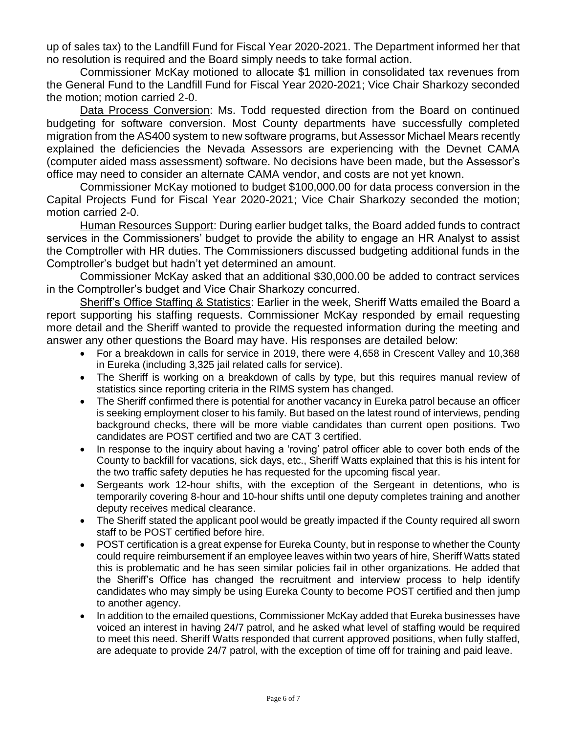up of sales tax) to the Landfill Fund for Fiscal Year 2020-2021. The Department informed her that no resolution is required and the Board simply needs to take formal action.

Commissioner McKay motioned to allocate $1 million in consolidated tax revenues from the General Fund to the Landfill Fund for Fiscal Year 2020-2021; Vice Chair Sharkozy seconded the motion; motion carried 2-0.

Data Process Conversion: Ms. Todd requested direction from the Board on continued budgeting for software conversion. Most County departments have successfully completed migration from the AS400 system to new software programs, but Assessor Michael Mears recently explained the deficiencies the Nevada Assessors are experiencing with the Devnet CAMA (computer aided mass assessment) software. No decisions have been made, but the Assessor's office may need to consider an alternate CAMA vendor, and costs are not yet known.

Commissioner McKay motioned to budget $100,000.00 for data process conversion in the Capital Projects Fund for Fiscal Year 2020-2021; Vice Chair Sharkozy seconded the motion; motion carried 2-0.

Human Resources Support: During earlier budget talks, the Board added funds to contract services in the Commissioners' budget to provide the ability to engage an HR Analyst to assist the Comptroller with HR duties. The Commissioners discussed budgeting additional funds in the Comptroller's budget but hadn't yet determined an amount.

Commissioner McKay asked that an additional $30,000.00 be added to contract services in the Comptroller's budget and Vice Chair Sharkozy concurred.

Sheriff's Office Staffing & Statistics: Earlier in the week, Sheriff Watts emailed the Board a report supporting his staffing requests. Commissioner McKay responded by email requesting more detail and the Sheriff wanted to provide the requested information during the meeting and answer any other questions the Board may have. His responses are detailed below:

- For a breakdown in calls for service in 2019, there were 4,658 in Crescent Valley and 10,368 in Eureka (including 3,325 jail related calls for service).
- The Sheriff is working on a breakdown of calls by type, but this requires manual review of statistics since reporting criteria in the RIMS system has changed.
- The Sheriff confirmed there is potential for another vacancy in Eureka patrol because an officer is seeking employment closer to his family. But based on the latest round of interviews, pending background checks, there will be more viable candidates than current open positions. Two candidates are POST certified and two are CAT 3 certified.
- In response to the inquiry about having a 'roving' patrol officer able to cover both ends of the County to backfill for vacations, sick days, etc., Sheriff Watts explained that this is his intent for the two traffic safety deputies he has requested for the upcoming fiscal year.
- Sergeants work 12-hour shifts, with the exception of the Sergeant in detentions, who is temporarily covering 8-hour and 10-hour shifts until one deputy completes training and another deputy receives medical clearance.
- The Sheriff stated the applicant pool would be greatly impacted if the County required all sworn staff to be POST certified before hire.
- POST certification is a great expense for Eureka County, but in response to whether the County could require reimbursement if an employee leaves within two years of hire, Sheriff Watts stated this is problematic and he has seen similar policies fail in other organizations. He added that the Sheriff's Office has changed the recruitment and interview process to help identify candidates who may simply be using Eureka County to become POST certified and then jump to another agency.
- In addition to the emailed questions, Commissioner McKay added that Eureka businesses have voiced an interest in having 24/7 patrol, and he asked what level of staffing would be required to meet this need. Sheriff Watts responded that current approved positions, when fully staffed, are adequate to provide 24/7 patrol, with the exception of time off for training and paid leave.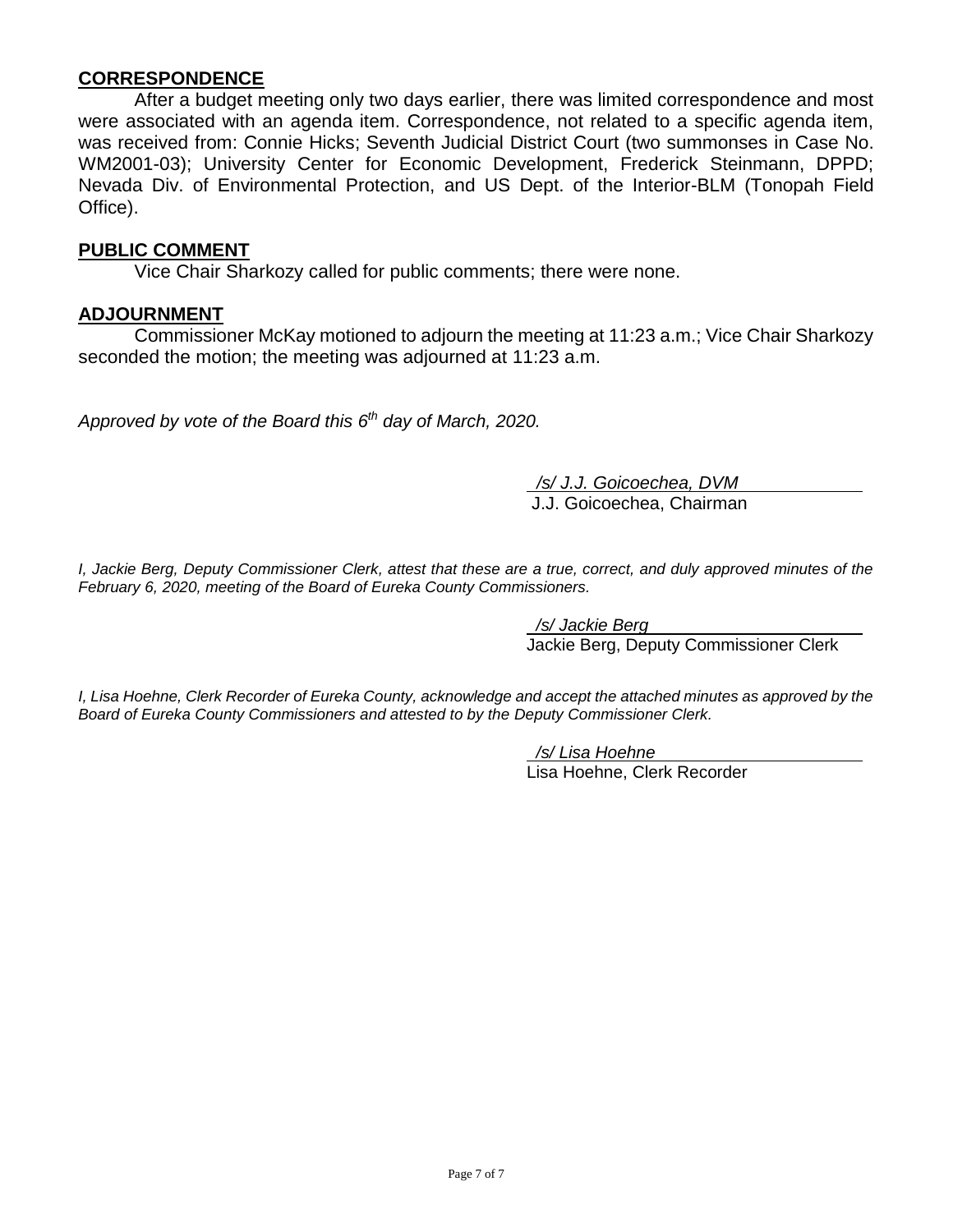## **CORRESPONDENCE**

After a budget meeting only two days earlier, there was limited correspondence and most were associated with an agenda item. Correspondence, not related to a specific agenda item, was received from: Connie Hicks; Seventh Judicial District Court (two summonses in Case No. WM2001-03); University Center for Economic Development, Frederick Steinmann, DPPD; Nevada Div. of Environmental Protection, and US Dept. of the Interior-BLM (Tonopah Field Office).

## **PUBLIC COMMENT**

Vice Chair Sharkozy called for public comments; there were none.

## **ADJOURNMENT**

Commissioner McKay motioned to adjourn the meeting at 11:23 a.m.; Vice Chair Sharkozy seconded the motion; the meeting was adjourned at 11:23 a.m.

*Approved by vote of the Board this 6th day of March, 2020.*

*/s/ J.J. Goicoechea, DVM*
J.J. Goicoechea, Chairman

*I, Jackie Berg, Deputy Commissioner Clerk, attest that these are a true, correct, and duly approved minutes of the February 6, 2020, meeting of the Board of Eureka County Commissioners.*

*/s/ Jackie Berg*
Jackie Berg, Deputy Commissioner Clerk

*I, Lisa Hoehne, Clerk Recorder of Eureka County, acknowledge and accept the attached minutes as approved by the Board of Eureka County Commissioners and attested to by the Deputy Commissioner Clerk.*

*/s/ Lisa Hoehne*
Lisa Hoehne, Clerk Recorder